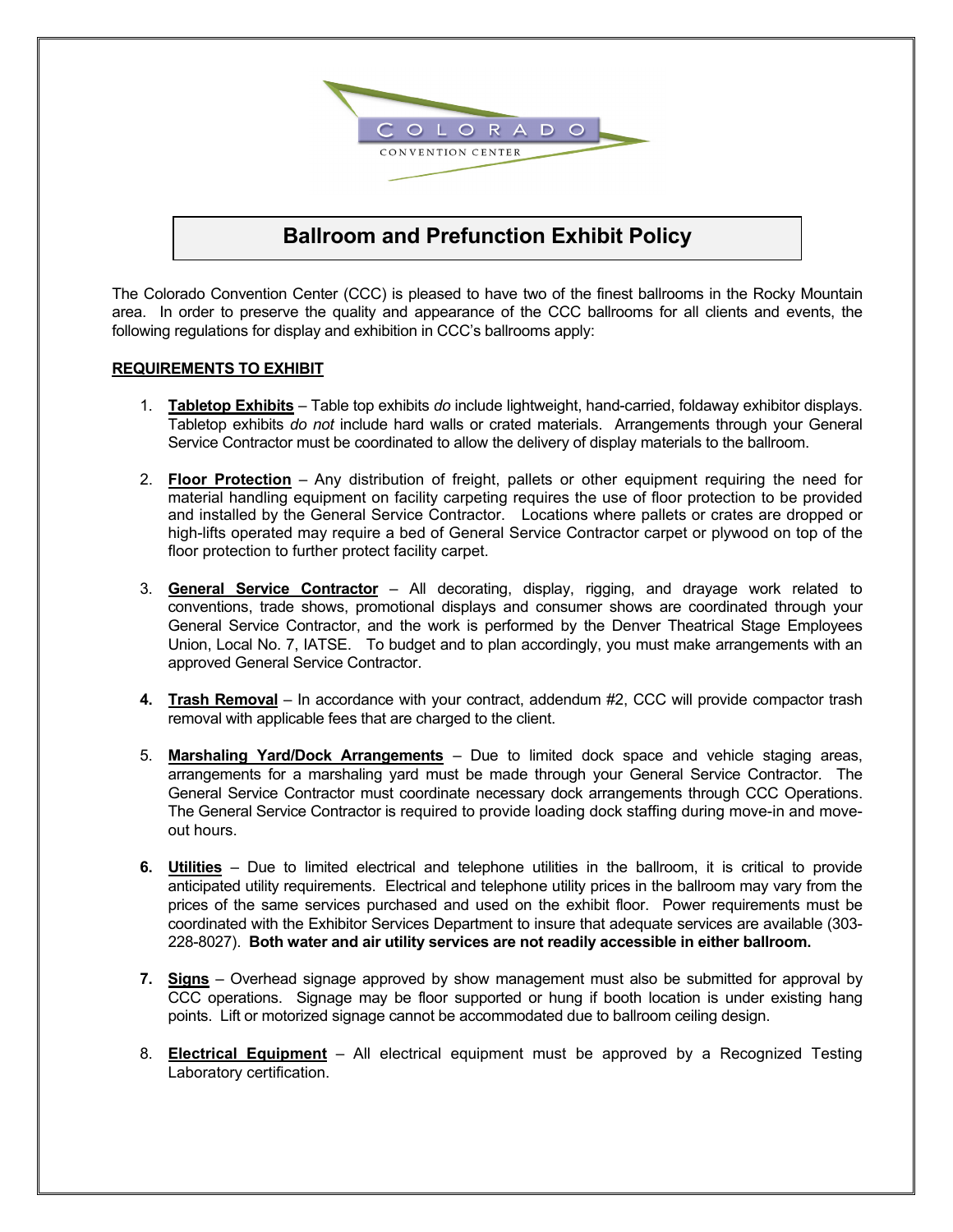COLORADO

CONVENTION CENTER

# Ballroom and Prefunction Exhibit Policy

The Colorado Convention Center (CCC) is pleased to have two of the finest ballrooms in the Rocky Mountain area. In order to preserve the quality and appearance of the CCC ballrooms for all clients and events, the following regulations for display and exhibition in CCC's ballrooms apply:

## REQUIREMENTS TO EXHIBIT

1. **Tabletop Exhibits** – Table top exhibits *do* include lightweight, hand-carried, foldaway exhibitor displays. Tabletop exhibits *do not* include hard walls or crated materials. Arrangements through your General Service Contractor must be coordinated to allow the delivery of display materials to the ballroom.

2. **Floor Protection** – Any distribution of freight, pallets or other equipment requiring the need for material handling equipment on facility carpeting requires the use of floor protection to be provided and installed by the General Service Contractor. Locations where pallets or crates are dropped or high-lifts operated may require a bed of General Service Contractor carpet or plywood on top of the floor protection to further protect facility carpet.

3. **General Service Contractor** – All decorating, display, rigging, and drayage work related to conventions, trade shows, promotional displays and consumer shows are coordinated through your General Service Contractor, and the work is performed by the Denver Theatrical Stage Employees Union, Local No. 7, IATSE. To budget and to plan accordingly, you must make arrangements with an approved General Service Contractor.

4. **Trash Removal** – In accordance with your contract, addendum #2, CCC will provide compactor trash removal with applicable fees that are charged to the client.

5. **Marshaling Yard/Dock Arrangements** – Due to limited dock space and vehicle staging areas, arrangements for a marshaling yard must be made through your General Service Contractor. The General Service Contractor must coordinate necessary dock arrangements through CCC Operations. The General Service Contractor is required to provide loading dock staffing during move-in and move-out hours.

6. **Utilities** – Due to limited electrical and telephone utilities in the ballroom, it is critical to provide anticipated utility requirements. Electrical and telephone utility prices in the ballroom may vary from the prices of the same services purchased and used on the exhibit floor. Power requirements must be coordinated with the Exhibitor Services Department to insure that adequate services are available (303-228-8027). **Both water and air utility services are not readily accessible in either ballroom.**

7. **Signs** – Overhead signage approved by show management must also be submitted for approval by CCC operations. Signage may be floor supported or hung if booth location is under existing hang points. Lift or motorized signage cannot be accommodated due to ballroom ceiling design.

8. **Electrical Equipment** – All electrical equipment must be approved by a Recognized Testing Laboratory certification.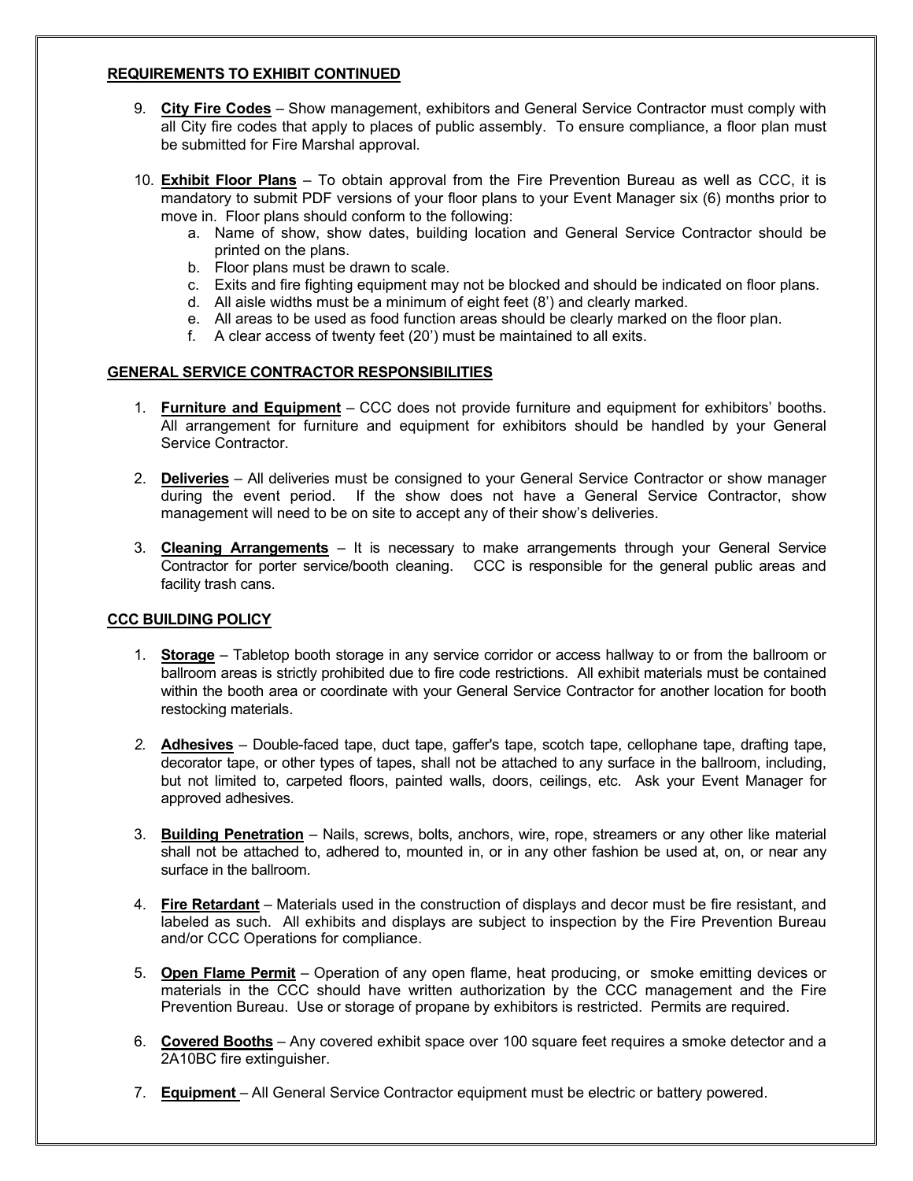## REQUIREMENTS TO EXHIBIT CONTINUED

9. **City Fire Codes** – Show management, exhibitors and General Service Contractor must comply with all City fire codes that apply to places of public assembly. To ensure compliance, a floor plan must be submitted for Fire Marshal approval.

10. **Exhibit Floor Plans** – To obtain approval from the Fire Prevention Bureau as well as CCC, it is mandatory to submit PDF versions of your floor plans to your Event Manager six (6) months prior to move in. Floor plans should conform to the following:
    a. Name of show, show dates, building location and General Service Contractor should be printed on the plans.
    b. Floor plans must be drawn to scale.
    c. Exits and fire fighting equipment may not be blocked and should be indicated on floor plans.
    d. All aisle widths must be a minimum of eight feet (8') and clearly marked.
    e. All areas to be used as food function areas should be clearly marked on the floor plan.
    f. A clear access of twenty feet (20') must be maintained to all exits.

## GENERAL SERVICE CONTRACTOR RESPONSIBILITIES

1. **Furniture and Equipment** – CCC does not provide furniture and equipment for exhibitors' booths. All arrangement for furniture and equipment for exhibitors should be handled by your General Service Contractor.

2. **Deliveries** – All deliveries must be consigned to your General Service Contractor or show manager during the event period. If the show does not have a General Service Contractor, show management will need to be on site to accept any of their show's deliveries.

3. **Cleaning Arrangements** – It is necessary to make arrangements through your General Service Contractor for porter service/booth cleaning. CCC is responsible for the general public areas and facility trash cans.

## CCC BUILDING POLICY

1. **Storage** – Tabletop booth storage in any service corridor or access hallway to or from the ballroom or ballroom areas is strictly prohibited due to fire code restrictions. All exhibit materials must be contained within the booth area or coordinate with your General Service Contractor for another location for booth restocking materials.

2. **Adhesives** – Double-faced tape, duct tape, gaffer's tape, scotch tape, cellophane tape, drafting tape, decorator tape, or other types of tapes, shall not be attached to any surface in the ballroom, including, but not limited to, carpeted floors, painted walls, doors, ceilings, etc. Ask your Event Manager for approved adhesives.

3. **Building Penetration** – Nails, screws, bolts, anchors, wire, rope, streamers or any other like material shall not be attached to, adhered to, mounted in, or in any other fashion be used at, on, or near any surface in the ballroom.

4. **Fire Retardant** – Materials used in the construction of displays and decor must be fire resistant, and labeled as such. All exhibits and displays are subject to inspection by the Fire Prevention Bureau and/or CCC Operations for compliance.

5. **Open Flame Permit** – Operation of any open flame, heat producing, or smoke emitting devices or materials in the CCC should have written authorization by the CCC management and the Fire Prevention Bureau. Use or storage of propane by exhibitors is restricted. Permits are required.

6. **Covered Booths** – Any covered exhibit space over 100 square feet requires a smoke detector and a 2A10BC fire extinguisher.

7. **Equipment** – All General Service Contractor equipment must be electric or battery powered.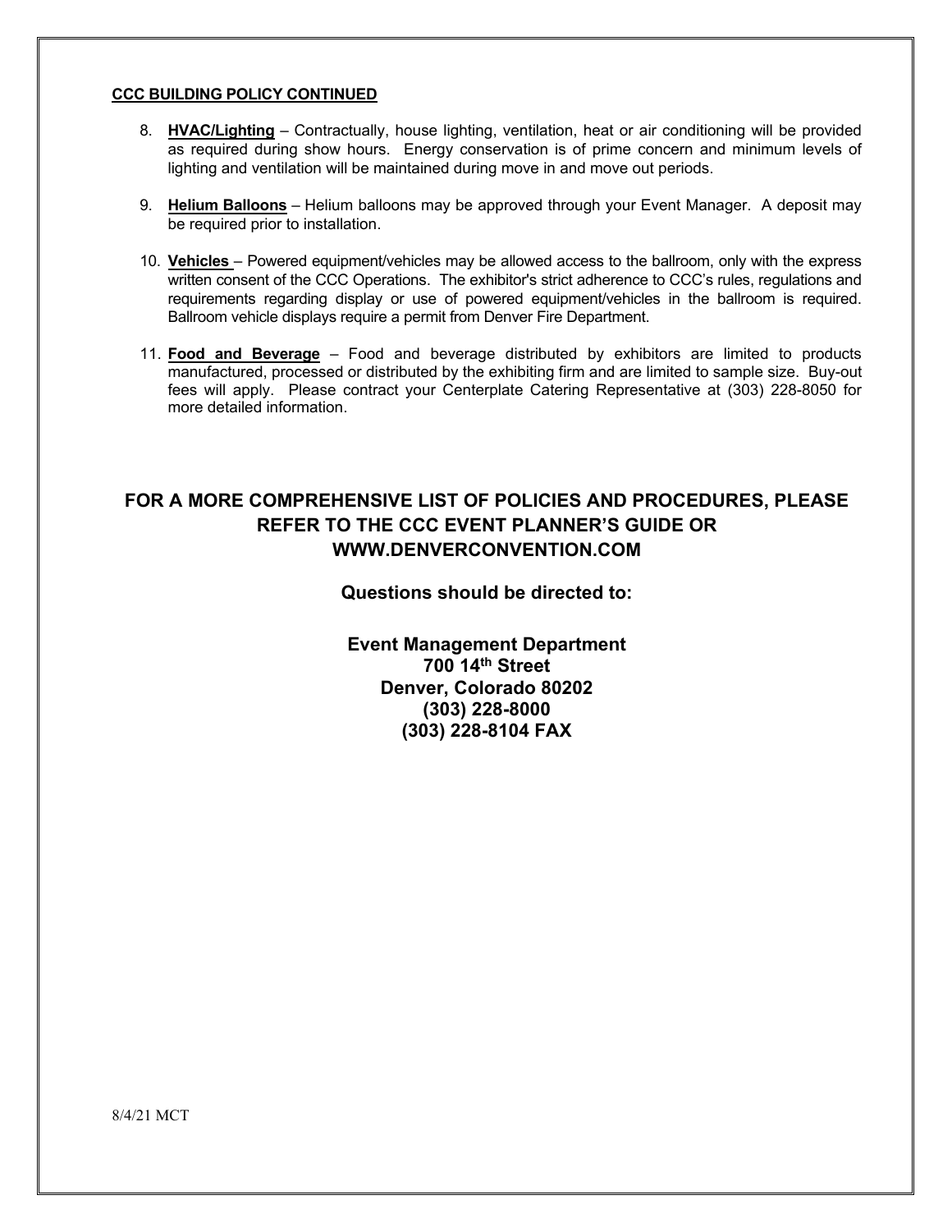**CCC BUILDING POLICY CONTINUED**

8. **HVAC/Lighting** – Contractually, house lighting, ventilation, heat or air conditioning will be provided as required during show hours. Energy conservation is of prime concern and minimum levels of lighting and ventilation will be maintained during move in and move out periods.

9. **Helium Balloons** – Helium balloons may be approved through your Event Manager. A deposit may be required prior to installation.

10. **Vehicles** – Powered equipment/vehicles may be allowed access to the ballroom, only with the express written consent of the CCC Operations. The exhibitor's strict adherence to CCC's rules, regulations and requirements regarding display or use of powered equipment/vehicles in the ballroom is required. Ballroom vehicle displays require a permit from Denver Fire Department.

11. **Food and Beverage** – Food and beverage distributed by exhibitors are limited to products manufactured, processed or distributed by the exhibiting firm and are limited to sample size. Buy-out fees will apply. Please contract your Centerplate Catering Representative at (303) 228-8050 for more detailed information.

## FOR A MORE COMPREHENSIVE LIST OF POLICIES AND PROCEDURES, PLEASE REFER TO THE CCC EVENT PLANNER'S GUIDE OR WWW.DENVERCONVENTION.COM

**Questions should be directed to:**

**Event Management Department**
**700 14th Street**
**Denver, Colorado 80202**
**(303) 228-8000**
**(303) 228-8104 FAX**

8/4/21 MCT